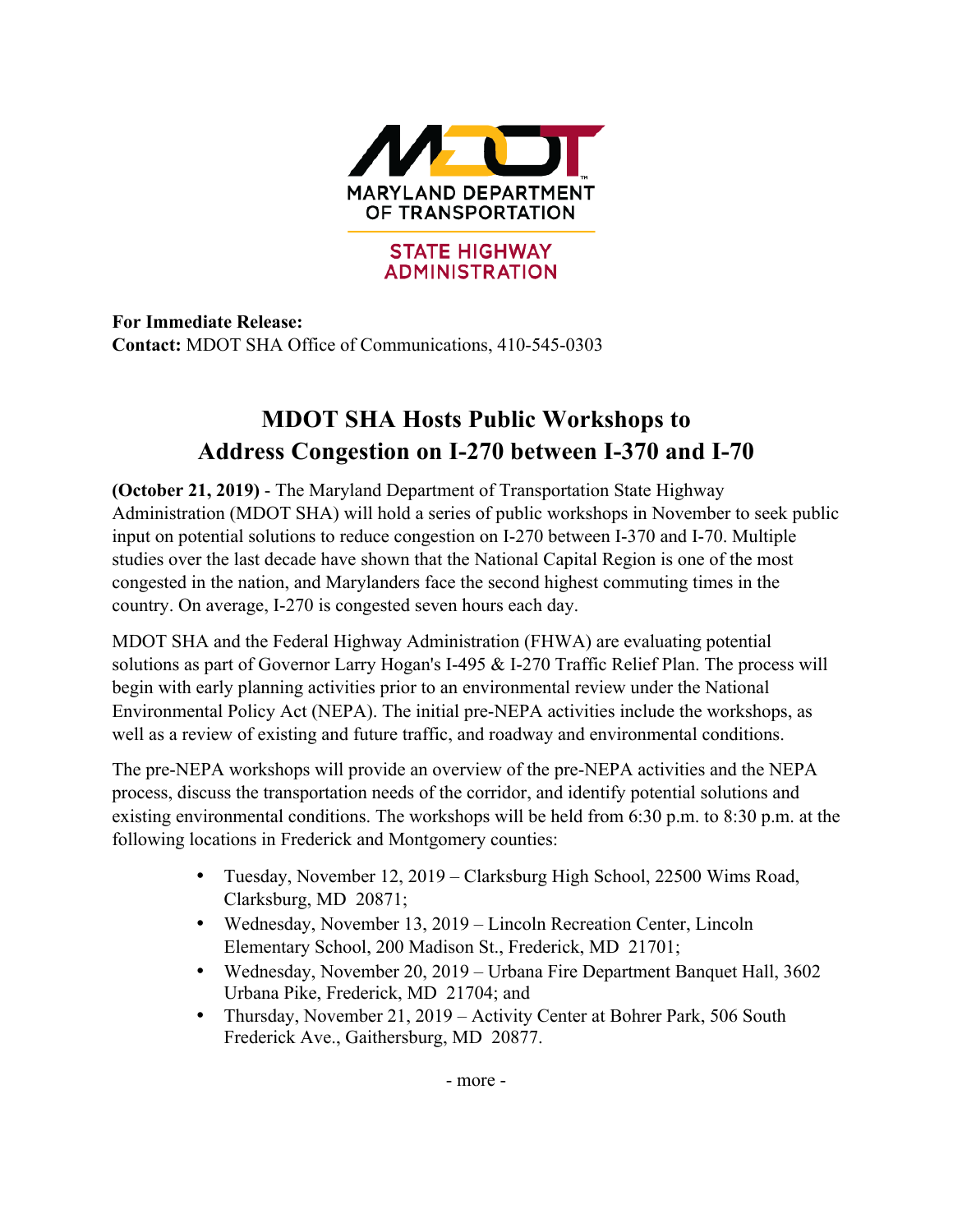MARYLAND DEPARTMENT OF TRANSPORTATION

STATE HIGHWAY ADMINISTRATION

**For Immediate Release:**
**Contact:** MDOT SHA Office of Communications, 410-545-0303

# MDOT SHA Hosts Public Workshops to Address Congestion on I-270 between I-370 and I-70

**(October 21, 2019)** - The Maryland Department of Transportation State Highway Administration (MDOT SHA) will hold a series of public workshops in November to seek public input on potential solutions to reduce congestion on I-270 between I-370 and I-70. Multiple studies over the last decade have shown that the National Capital Region is one of the most congested in the nation, and Marylanders face the second highest commuting times in the country. On average, I-270 is congested seven hours each day.

MDOT SHA and the Federal Highway Administration (FHWA) are evaluating potential solutions as part of Governor Larry Hogan's I-495 & I-270 Traffic Relief Plan. The process will begin with early planning activities prior to an environmental review under the National Environmental Policy Act (NEPA). The initial pre-NEPA activities include the workshops, as well as a review of existing and future traffic, and roadway and environmental conditions.

The pre-NEPA workshops will provide an overview of the pre-NEPA activities and the NEPA process, discuss the transportation needs of the corridor, and identify potential solutions and existing environmental conditions. The workshops will be held from 6:30 p.m. to 8:30 p.m. at the following locations in Frederick and Montgomery counties:

- Tuesday, November 12, 2019 – Clarksburg High School, 22500 Wims Road, Clarksburg, MD 20871;
- Wednesday, November 13, 2019 – Lincoln Recreation Center, Lincoln Elementary School, 200 Madison St., Frederick, MD 21701;
- Wednesday, November 20, 2019 – Urbana Fire Department Banquet Hall, 3602 Urbana Pike, Frederick, MD 21704; and
- Thursday, November 21, 2019 – Activity Center at Bohrer Park, 506 South Frederick Ave., Gaithersburg, MD 20877.

- more -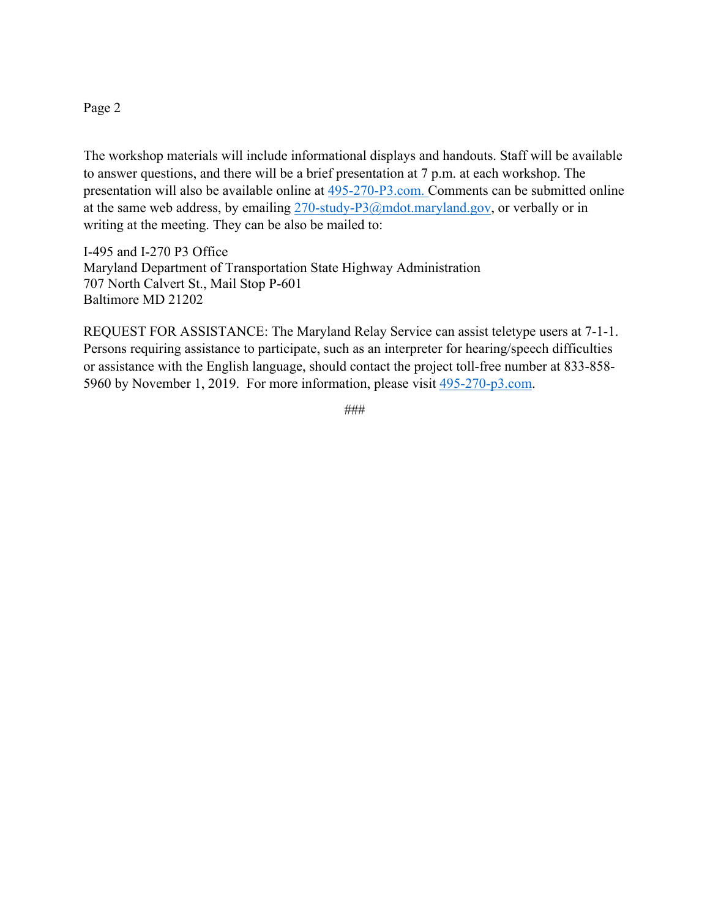The workshop materials will include informational displays and handouts. Staff will be available to answer questions, and there will be a brief presentation at 7 p.m. at each workshop. The presentation will also be available online at 495-270-P3.com. Comments can be submitted online at the same web address, by emailing 270-study-P3@mdot.maryland.gov, or verbally or in writing at the meeting. They can be also be mailed to:

I-495 and I-270 P3 Office
Maryland Department of Transportation State Highway Administration
707 North Calvert St., Mail Stop P-601
Baltimore MD 21202

REQUEST FOR ASSISTANCE: The Maryland Relay Service can assist teletype users at 7-1-1. Persons requiring assistance to participate, such as an interpreter for hearing/speech difficulties or assistance with the English language, should contact the project toll-free number at 833-858-5960 by November 1, 2019. For more information, please visit 495-270-p3.com.

###